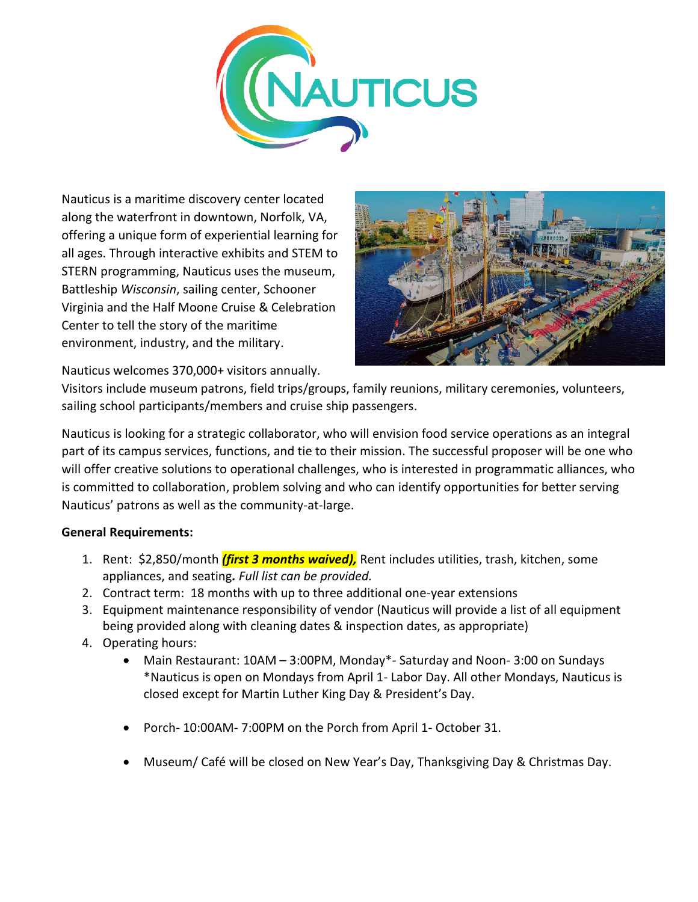Nauticus is a maritime discovery center located along the waterfront in downtown, Norfolk, VA, offering a unique form of experiential learning for all ages. Through interactive exhibits and STEM to STERN programming, Nauticus uses the museum, Battleship *Wisconsin*, sailing center, Schooner Virginia and the Half Moone Cruise & Celebration Center to tell the story of the maritime environment, industry, and the military.

Nauticus welcomes 370,000+ visitors annually. Visitors include museum patrons, field trips/groups, family reunions, military ceremonies, volunteers, sailing school participants/members and cruise ship passengers.

Nauticus is looking for a strategic collaborator, who will envision food service operations as an integral part of its campus services, functions, and tie to their mission. The successful proposer will be one who will offer creative solutions to operational challenges, who is interested in programmatic alliances, who is committed to collaboration, problem solving and who can identify opportunities for better serving Nauticus' patrons as well as the community-at-large.

**General Requirements:**

1. Rent: $2,850/month ***(first 3 months waived),*** Rent includes utilities, trash, kitchen, some appliances, and seating**.** *Full list can be provided.*
2. Contract term: 18 months with up to three additional one-year extensions
3. Equipment maintenance responsibility of vendor (Nauticus will provide a list of all equipment being provided along with cleaning dates & inspection dates, as appropriate)
4. Operating hours:
   - Main Restaurant: 10AM – 3:00PM, Monday*- Saturday and Noon- 3:00 on Sundays *Nauticus is open on Mondays from April 1- Labor Day. All other Mondays, Nauticus is closed except for Martin Luther King Day & President's Day.
   - Porch- 10:00AM- 7:00PM on the Porch from April 1- October 31.
   - Museum/ Café will be closed on New Year's Day, Thanksgiving Day & Christmas Day.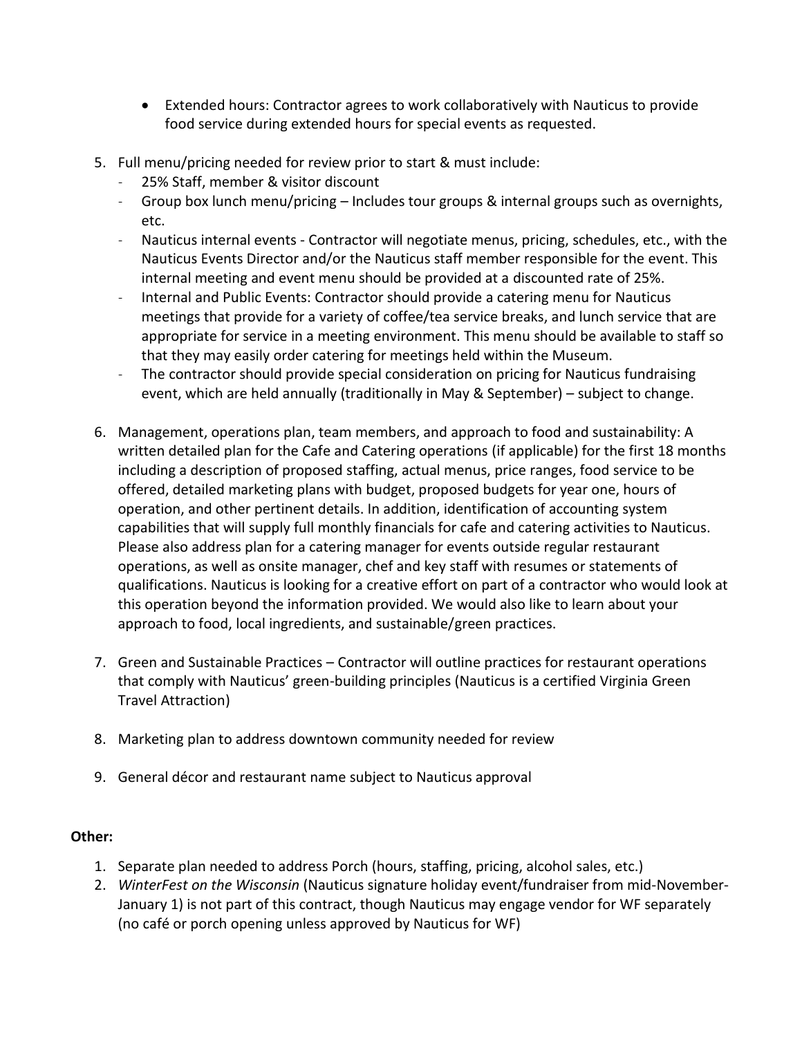- Extended hours: Contractor agrees to work collaboratively with Nauticus to provide food service during extended hours for special events as requested.

5. Full menu/pricing needed for review prior to start & must include:
   - 25% Staff, member & visitor discount
   - Group box lunch menu/pricing – Includes tour groups & internal groups such as overnights, etc.
   - Nauticus internal events - Contractor will negotiate menus, pricing, schedules, etc., with the Nauticus Events Director and/or the Nauticus staff member responsible for the event. This internal meeting and event menu should be provided at a discounted rate of 25%.
   - Internal and Public Events: Contractor should provide a catering menu for Nauticus meetings that provide for a variety of coffee/tea service breaks, and lunch service that are appropriate for service in a meeting environment. This menu should be available to staff so that they may easily order catering for meetings held within the Museum.
   - The contractor should provide special consideration on pricing for Nauticus fundraising event, which are held annually (traditionally in May & September) – subject to change.

6. Management, operations plan, team members, and approach to food and sustainability: A written detailed plan for the Cafe and Catering operations (if applicable) for the first 18 months including a description of proposed staffing, actual menus, price ranges, food service to be offered, detailed marketing plans with budget, proposed budgets for year one, hours of operation, and other pertinent details. In addition, identification of accounting system capabilities that will supply full monthly financials for cafe and catering activities to Nauticus. Please also address plan for a catering manager for events outside regular restaurant operations, as well as onsite manager, chef and key staff with resumes or statements of qualifications. Nauticus is looking for a creative effort on part of a contractor who would look at this operation beyond the information provided. We would also like to learn about your approach to food, local ingredients, and sustainable/green practices.

7. Green and Sustainable Practices – Contractor will outline practices for restaurant operations that comply with Nauticus' green-building principles (Nauticus is a certified Virginia Green Travel Attraction)

8. Marketing plan to address downtown community needed for review

9. General décor and restaurant name subject to Nauticus approval

**Other:**

1. Separate plan needed to address Porch (hours, staffing, pricing, alcohol sales, etc.)
2. *WinterFest on the Wisconsin* (Nauticus signature holiday event/fundraiser from mid-November-January 1) is not part of this contract, though Nauticus may engage vendor for WF separately (no café or porch opening unless approved by Nauticus for WF)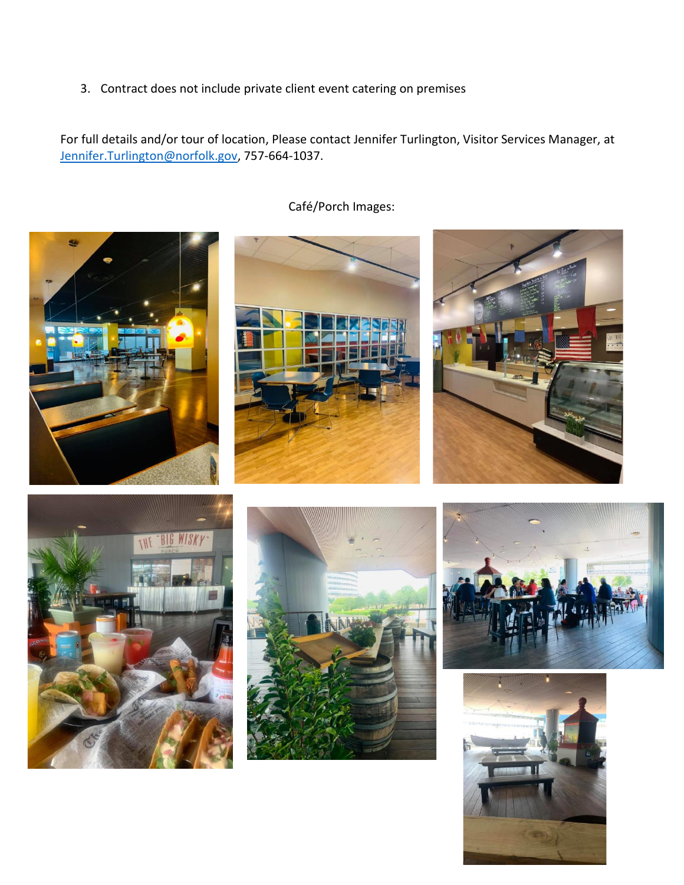3. Contract does not include private client event catering on premises

For full details and/or tour of location, Please contact Jennifer Turlington, Visitor Services Manager, at Jennifer.Turlington@norfolk.gov, 757-664-1037.

Café/Porch Images: